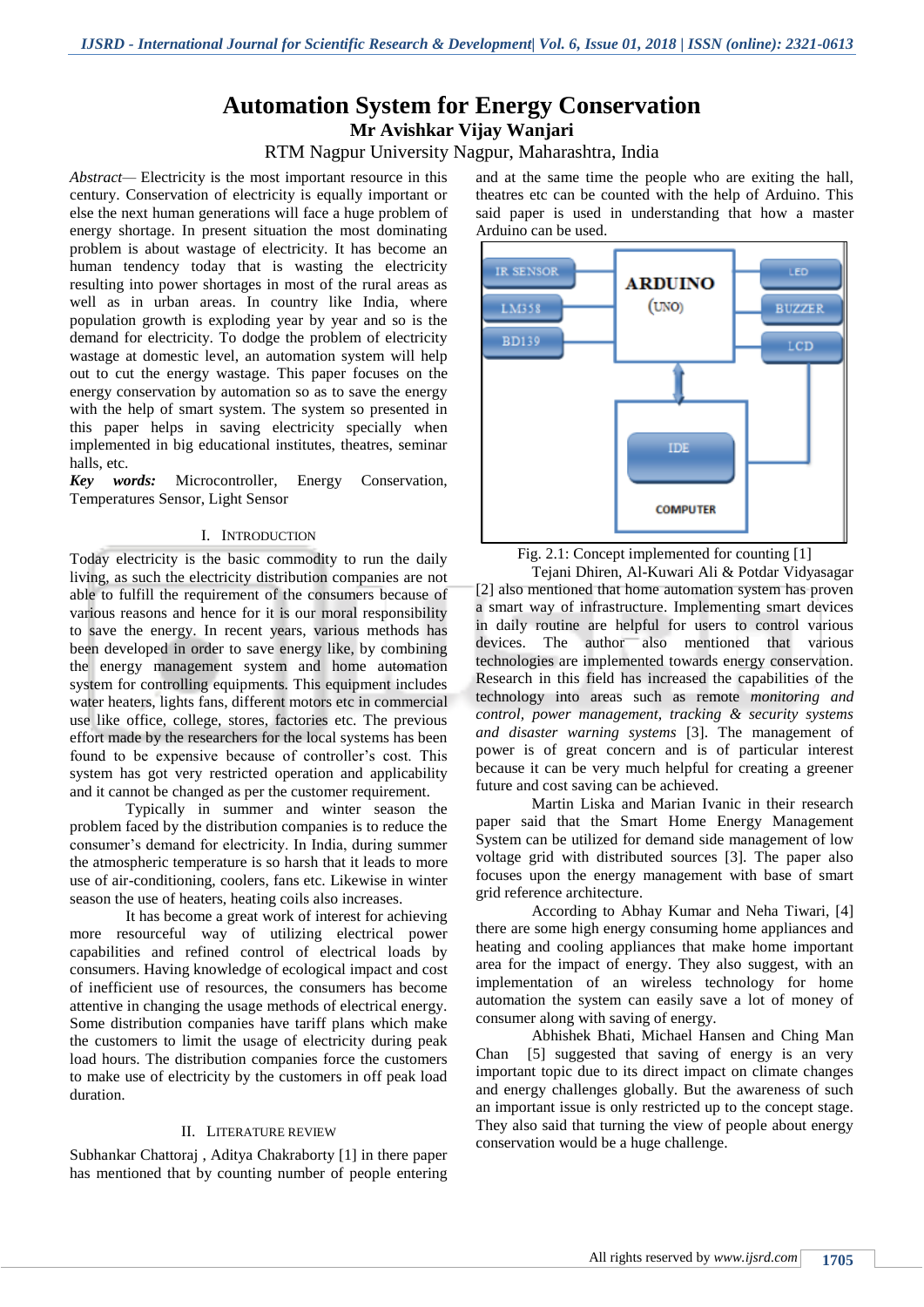# Automation System for Energy Conservation

**Mr Avishkar Vijay Wanjari**

RTM Nagpur University Nagpur, Maharashtra, India

*Abstract*— Electricity is the most important resource in this century. Conservation of electricity is equally important or else the next human generations will face a huge problem of energy shortage. In present situation the most dominating problem is about wastage of electricity. It has become an human tendency today that is wasting the electricity resulting into power shortages in most of the rural areas as well as in urban areas. In country like India, where population growth is exploding year by year and so is the demand for electricity. To dodge the problem of electricity wastage at domestic level, an automation system will help out to cut the energy wastage. This paper focuses on the energy conservation by automation so as to save the energy with the help of smart system. The system so presented in this paper helps in saving electricity specially when implemented in big educational institutes, theatres, seminar halls, etc.

***Key words:*** Microcontroller, Energy Conservation, Temperatures Sensor, Light Sensor

## I. Introduction

Today electricity is the basic commodity to run the daily living, as such the electricity distribution companies are not able to fulfill the requirement of the consumers because of various reasons and hence for it is our moral responsibility to save the energy. In recent years, various methods has been developed in order to save energy like, by combining the energy management system and home automation system for controlling equipments. This equipment includes water heaters, lights fans, different motors etc in commercial use like office, college, stores, factories etc. The previous effort made by the researchers for the local systems has been found to be expensive because of controller's cost. This system has got very restricted operation and applicability and it cannot be changed as per the customer requirement.

Typically in summer and winter season the problem faced by the distribution companies is to reduce the consumer's demand for electricity. In India, during summer the atmospheric temperature is so harsh that it leads to more use of air-conditioning, coolers, fans etc. Likewise in winter season the use of heaters, heating coils also increases.

It has become a great work of interest for achieving more resourceful way of utilizing electrical power capabilities and refined control of electrical loads by consumers. Having knowledge of ecological impact and cost of inefficient use of resources, the consumers has become attentive in changing the usage methods of electrical energy. Some distribution companies have tariff plans which make the customers to limit the usage of electricity during peak load hours. The distribution companies force the customers to make use of electricity by the customers in off peak load duration.

## II. Literature Review

Subhankar Chattoraj , Aditya Chakraborty [1] in there paper has mentioned that by counting number of people entering and at the same time the people who are exiting the hall, theatres etc can be counted with the help of Arduino. This said paper is used in understanding that how a master Arduino can be used.

Fig. 2.1: Concept implemented for counting [1]

Tejani Dhiren, Al-Kuwari Ali & Potdar Vidyasagar [2] also mentioned that home automation system has proven a smart way of infrastructure. Implementing smart devices in daily routine are helpful for users to control various devices. The author also mentioned that various technologies are implemented towards energy conservation. Research in this field has increased the capabilities of the technology into areas such as remote *monitoring and control, power management, tracking & security systems and disaster warning systems* [3]. The management of power is of great concern and is of particular interest because it can be very much helpful for creating a greener future and cost saving can be achieved.

Martin Liska and Marian Ivanic in their research paper said that the Smart Home Energy Management System can be utilized for demand side management of low voltage grid with distributed sources [3]. The paper also focuses upon the energy management with base of smart grid reference architecture.

According to Abhay Kumar and Neha Tiwari, [4] there are some high energy consuming home appliances and heating and cooling appliances that make home important area for the impact of energy. They also suggest, with an implementation of an wireless technology for home automation the system can easily save a lot of money of consumer along with saving of energy.

Abhishek Bhati, Michael Hansen and Ching Man Chan [5] suggested that saving of energy is an very important topic due to its direct impact on climate changes and energy challenges globally. But the awareness of such an important issue is only restricted up to the concept stage. They also said that turning the view of people about energy conservation would be a huge challenge.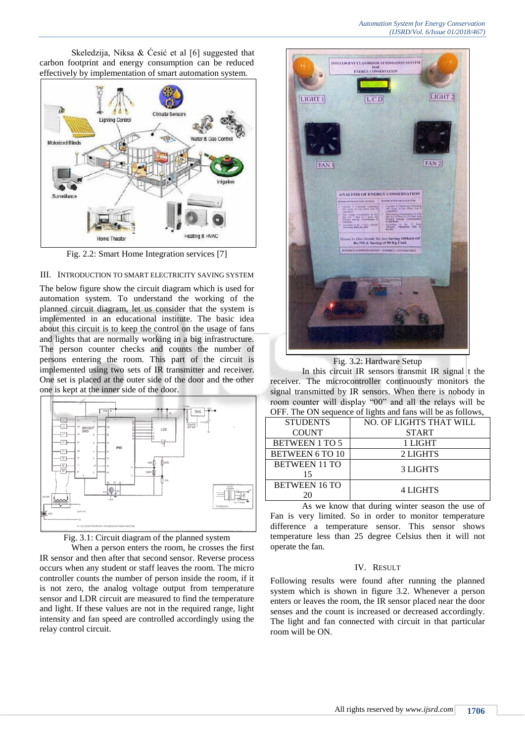Skeledzija, Niksa & Ćesić et al [6] suggested that carbon footprint and energy consumption can be reduced effectively by implementation of smart automation system.

Fig. 2.2: Smart Home Integration services [7]

## III. Introduction to Smart Electricity Saving System

The below figure show the circuit diagram which is used for automation system. To understand the working of the planned circuit diagram, let us consider that the system is implemented in an educational institute. The basic idea about this circuit is to keep the control on the usage of fans and lights that are normally working in a big infrastructure. The person counter checks and counts the number of persons entering the room. This part of the circuit is implemented using two sets of IR transmitter and receiver. One set is placed at the outer side of the door and the other one is kept at the inner side of the door.

Fig. 3.1: Circuit diagram of the planned system

When a person enters the room, he crosses the first IR sensor and then after that second sensor. Reverse process occurs when any student or staff leaves the room. The micro controller counts the number of person inside the room, if it is not zero, the analog voltage output from temperature sensor and LDR circuit are measured to find the temperature and light. If these values are not in the required range, light intensity and fan speed are controlled accordingly using the relay control circuit.

Fig. 3.2: Hardware Setup

In this circuit IR sensors transmit IR signal t the receiver. The microcontroller continuously monitors the signal transmitted by IR sensors. When there is nobody in room counter will display "00" and all the relays will be OFF. The ON sequence of lights and fans will be as follows,

| STUDENTS COUNT | NO. OF LIGHTS THAT WILL START |
|---|---|
| BETWEEN 1 TO 5 | 1 LIGHT |
| BETWEEN 6 TO 10 | 2 LIGHTS |
| BETWEEN 11 TO 15 | 3 LIGHTS |
| BETWEEN 16 TO 20 | 4 LIGHTS |

As we know that during winter season the use of Fan is very limited. So in order to monitor temperature difference a temperature sensor. This sensor shows temperature less than 25 degree Celsius then it will not operate the fan.

## IV. Result

Following results were found after running the planned system which is shown in figure 3.2. Whenever a person enters or leaves the room, the IR sensor placed near the door senses and the count is increased or decreased accordingly. The light and fan connected with circuit in that particular room will be ON.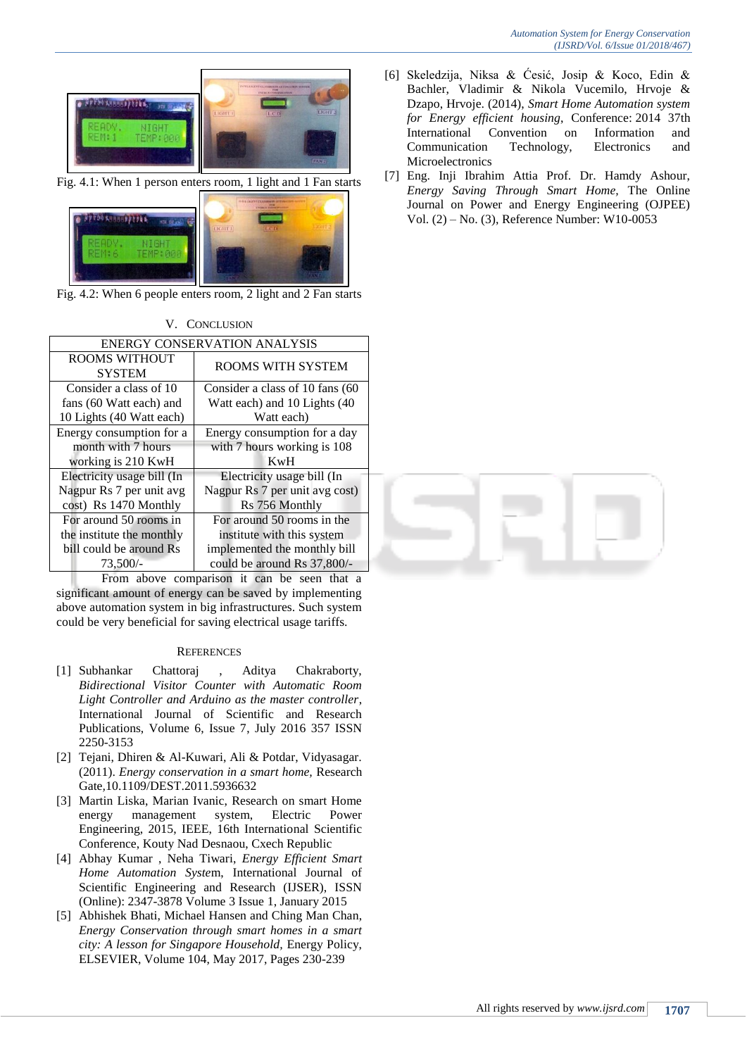Fig. 4.1: When 1 person enters room, 1 light and 1 Fan starts

Fig. 4.2: When 6 people enters room, 2 light and 2 Fan starts

## V. CONCLUSION

| ENERGY CONSERVATION ANALYSIS | |
|---|---|
| ROOMS WITHOUT SYSTEM | ROOMS WITH SYSTEM |
| Consider a class of 10 fans (60 Watt each) and 10 Lights (40 Watt each) | Consider a class of 10 fans (60 Watt each) and 10 Lights (40 Watt each) |
| Energy consumption for a month with 7 hours working is 210 KwH | Energy consumption for a day with 7 hours working is 108 KwH |
| Electricity usage bill (In Nagpur Rs 7 per unit avg cost) Rs 1470 Monthly | Electricity usage bill (In Nagpur Rs 7 per unit avg cost) Rs 756 Monthly |
| For around 50 rooms in the institute the monthly bill could be around Rs 73,500/- | For around 50 rooms in the institute with this system implemented the monthly bill could be around Rs 37,800/- |

From above comparison it can be seen that a significant amount of energy can be saved by implementing above automation system in big infrastructures. Such system could be very beneficial for saving electrical usage tariffs.

## REFERENCES

[1] Subhankar Chattoraj , Aditya Chakraborty, *Bidirectional Visitor Counter with Automatic Room Light Controller and Arduino as the master controller*, International Journal of Scientific and Research Publications, Volume 6, Issue 7, July 2016 357 ISSN 2250-3153

[2] Tejani, Dhiren & Al-Kuwari, Ali & Potdar, Vidyasagar. (2011). *Energy conservation in a smart home*, Research Gate,10.1109/DEST.2011.5936632

[3] Martin Liska, Marian Ivanic, Research on smart Home energy management system, Electric Power Engineering, 2015, IEEE, 16th International Scientific Conference, Kouty Nad Desnaou, Cxech Republic

[4] Abhay Kumar , Neha Tiwari, *Energy Efficient Smart Home Automation System*, International Journal of Scientific Engineering and Research (IJSER), ISSN (Online): 2347-3878 Volume 3 Issue 1, January 2015

[5] Abhishek Bhati, Michael Hansen and Ching Man Chan, *Energy Conservation through smart homes in a smart city: A lesson for Singapore Household,* Energy Policy, ELSEVIER, Volume 104, May 2017, Pages 230-239

[6] Skeledzija, Niksa & Ćesić, Josip & Koco, Edin & Bachler, Vladimir & Nikola Vucemilo, Hrvoje & Dzapo, Hrvoje. (2014), *Smart Home Automation system for Energy efficient housing*, Conference: 2014 37th International Convention on Information and Communication Technology, Electronics and Microelectronics

[7] Eng. Inji Ibrahim Attia Prof. Dr. Hamdy Ashour, *Energy Saving Through Smart Home,* The Online Journal on Power and Energy Engineering (OJPEE) Vol. (2) – No. (3), Reference Number: W10-0053